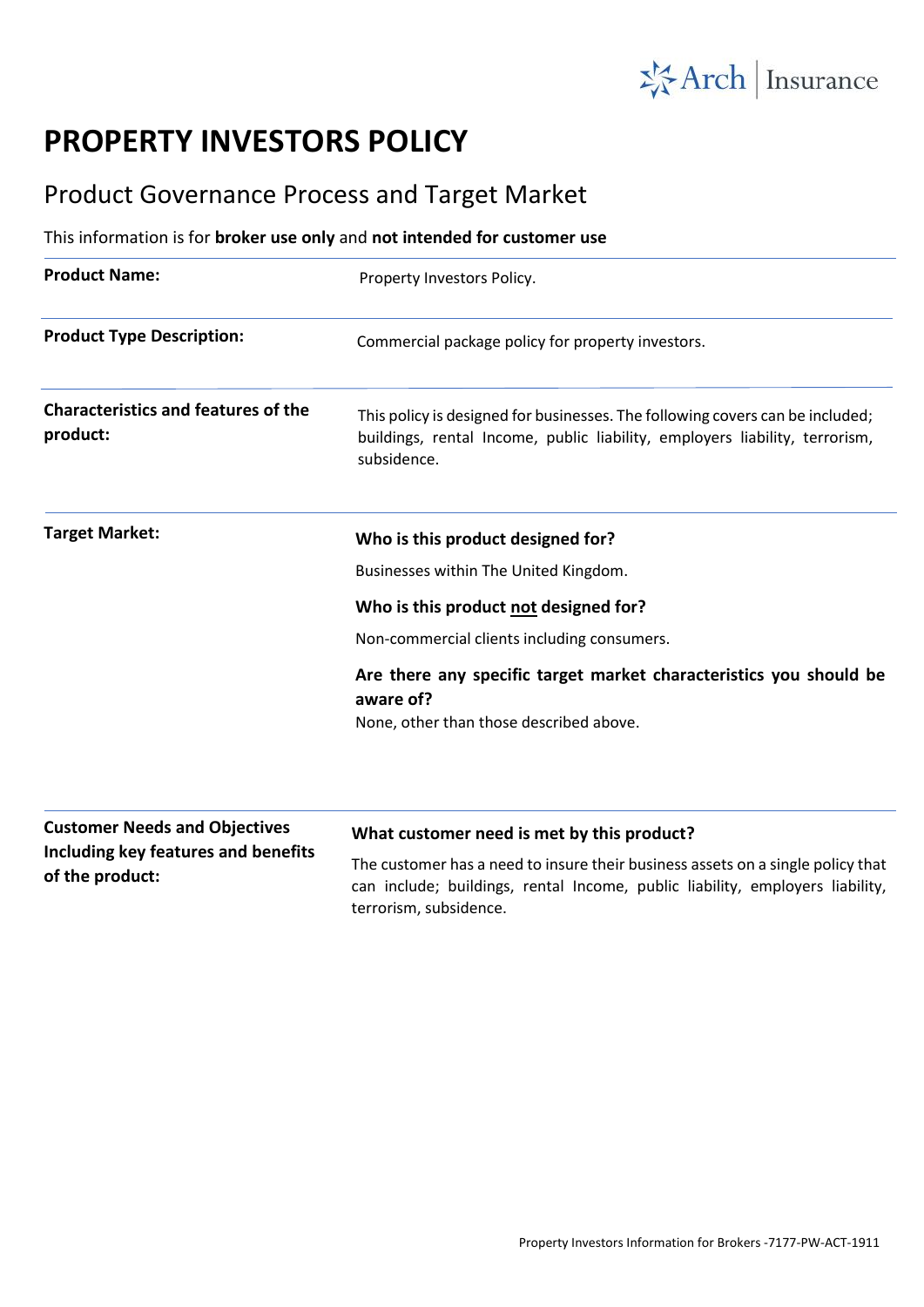# PROPERTY INVESTORS POLICY

## Product Governance Process and Target Market

This information is for **broker use only** and **not intended for customer use**

| | |
|---|---|
| **Product Name:** | Property Investors Policy. |
| **Product Type Description:** | Commercial package policy for property investors. |
| **Characteristics and features of the product:** | This policy is designed for businesses. The following covers can be included; buildings, rental Income, public liability, employers liability, terrorism, subsidence. |
| **Target Market:** | **Who is this product designed for?**<br>Businesses within The United Kingdom.<br>**Who is this product not designed for?**<br>Non-commercial clients including consumers.<br>**Are there any specific target market characteristics you should be aware of?**<br>None, other than those described above. |
| **Customer Needs and Objectives Including key features and benefits of the product:** | **What customer need is met by this product?**<br>The customer has a need to insure their business assets on a single policy that can include; buildings, rental Income, public liability, employers liability, terrorism, subsidence. |

Property Investors Information for Brokers -7177-PW-ACT-1911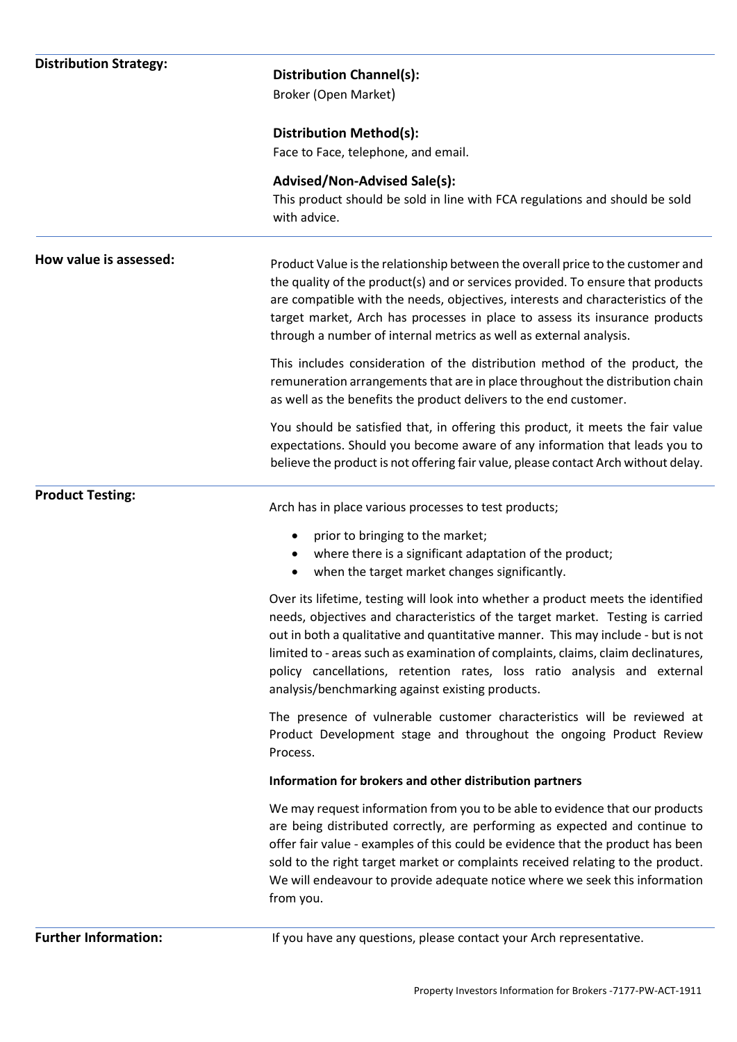**Distribution Strategy:**

**Distribution Channel(s):**
Broker (Open Market)

**Distribution Method(s):**
Face to Face, telephone, and email.

**Advised/Non-Advised Sale(s):**
This product should be sold in line with FCA regulations and should be sold with advice.

**How value is assessed:**

Product Value is the relationship between the overall price to the customer and the quality of the product(s) and or services provided. To ensure that products are compatible with the needs, objectives, interests and characteristics of the target market, Arch has processes in place to assess its insurance products through a number of internal metrics as well as external analysis.

This includes consideration of the distribution method of the product, the remuneration arrangements that are in place throughout the distribution chain as well as the benefits the product delivers to the end customer.

You should be satisfied that, in offering this product, it meets the fair value expectations. Should you become aware of any information that leads you to believe the product is not offering fair value, please contact Arch without delay.

**Product Testing:**

Arch has in place various processes to test products;

- prior to bringing to the market;
- where there is a significant adaptation of the product;
- when the target market changes significantly.

Over its lifetime, testing will look into whether a product meets the identified needs, objectives and characteristics of the target market. Testing is carried out in both a qualitative and quantitative manner. This may include - but is not limited to - areas such as examination of complaints, claims, claim declinatures, policy cancellations, retention rates, loss ratio analysis and external analysis/benchmarking against existing products.

The presence of vulnerable customer characteristics will be reviewed at Product Development stage and throughout the ongoing Product Review Process.

**Information for brokers and other distribution partners**

We may request information from you to be able to evidence that our products are being distributed correctly, are performing as expected and continue to offer fair value - examples of this could be evidence that the product has been sold to the right target market or complaints received relating to the product. We will endeavour to provide adequate notice where we seek this information from you.

**Further Information:**

If you have any questions, please contact your Arch representative.

Property Investors Information for Brokers -7177-PW-ACT-1911